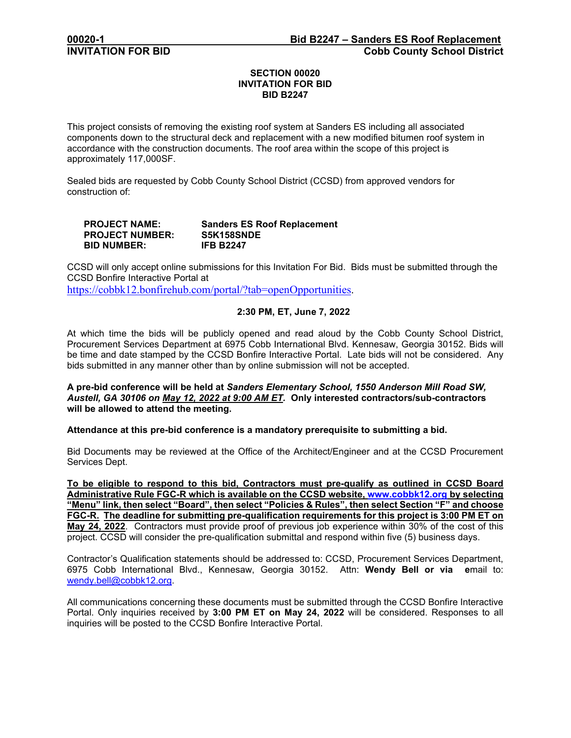## SECTION 00020
## INVITATION FOR BID
## BID B2247

This project consists of removing the existing roof system at Sanders ES including all associated components down to the structural deck and replacement with a new modified bitumen roof system in accordance with the construction documents. The roof area within the scope of this project is approximately 117,000SF.

Sealed bids are requested by Cobb County School District (CCSD) from approved vendors for construction of:

**PROJECT NAME:** **Sanders ES Roof Replacement**
**PROJECT NUMBER:** **S5K158SNDE**
**BID NUMBER:** **IFB B2247**

CCSD will only accept online submissions for this Invitation For Bid. Bids must be submitted through the CCSD Bonfire Interactive Portal at https://cobbk12.bonfirehub.com/portal/?tab=openOpportunities.

**2:30 PM, ET, June 7, 2022**

At which time the bids will be publicly opened and read aloud by the Cobb County School District, Procurement Services Department at 6975 Cobb International Blvd. Kennesaw, Georgia 30152. Bids will be time and date stamped by the CCSD Bonfire Interactive Portal. Late bids will not be considered. Any bids submitted in any manner other than by online submission will not be accepted.

**A pre-bid conference will be held at *Sanders Elementary School, 1550 Anderson Mill Road SW, Austell, GA 30106 on May 12, 2022 at 9:00 AM ET*. Only interested contractors/sub-contractors will be allowed to attend the meeting.**

**Attendance at this pre-bid conference is a mandatory prerequisite to submitting a bid.**

Bid Documents may be reviewed at the Office of the Architect/Engineer and at the CCSD Procurement Services Dept.

**To be eligible to respond to this bid, Contractors must pre-qualify as outlined in CCSD Board Administrative Rule FGC-R which is available on the CCSD website, www.cobbk12.org by selecting "Menu" link, then select "Board", then select "Policies & Rules", then select Section "F" and choose FGC-R. The deadline for submitting pre-qualification requirements for this project is 3:00 PM ET on May 24, 2022**. Contractors must provide proof of previous job experience within 30% of the cost of this project. CCSD will consider the pre-qualification submittal and respond within five (5) business days.

Contractor's Qualification statements should be addressed to: CCSD, Procurement Services Department, 6975 Cobb International Blvd., Kennesaw, Georgia 30152. Attn: **Wendy Bell or via e**mail to: wendy.bell@cobbk12.org.

All communications concerning these documents must be submitted through the CCSD Bonfire Interactive Portal. Only inquiries received by **3:00 PM ET on May 24, 2022** will be considered. Responses to all inquiries will be posted to the CCSD Bonfire Interactive Portal.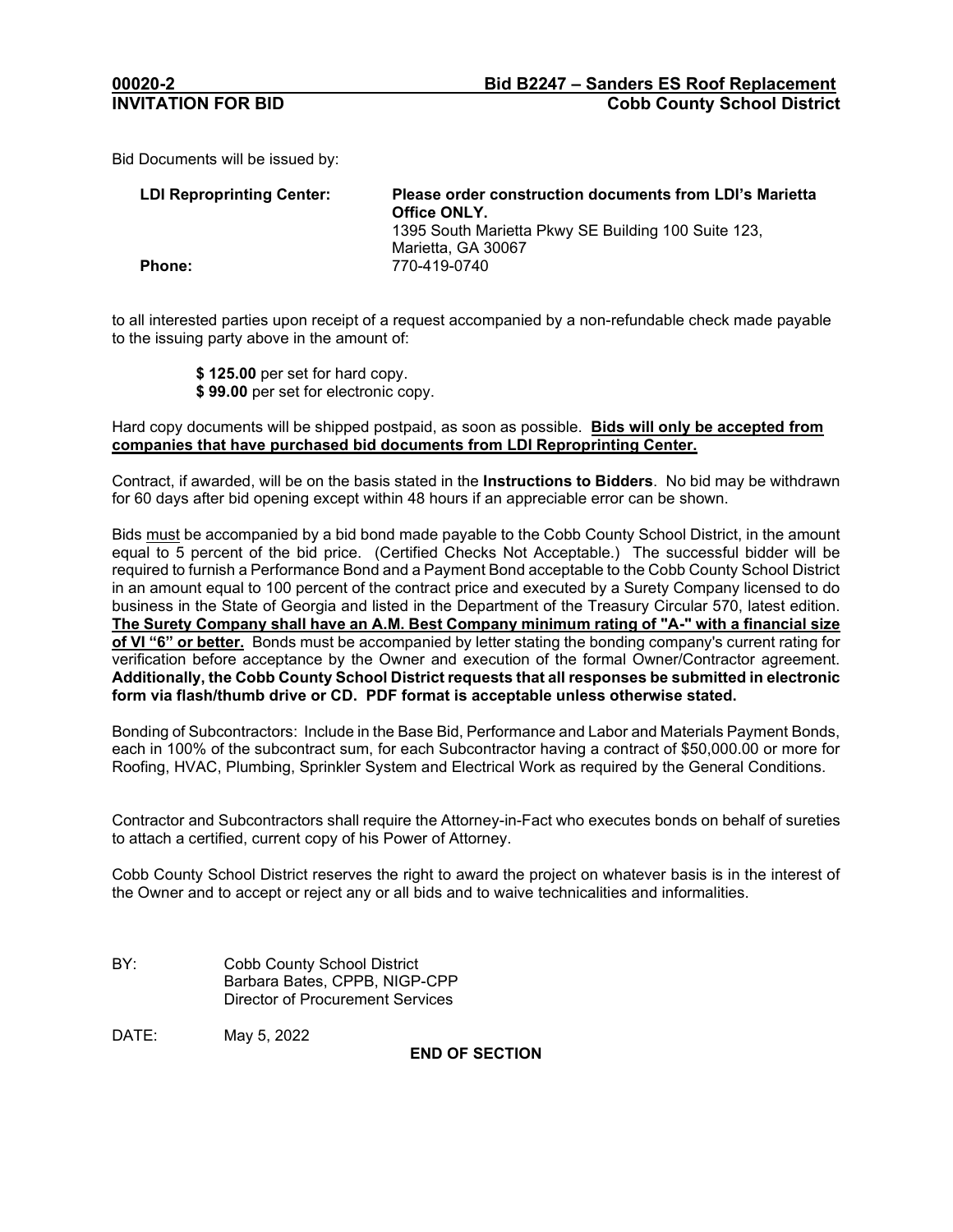Bid Documents will be issued by:

**LDI Reproprinting Center:** **Please order construction documents from LDI's Marietta Office ONLY.**
1395 South Marietta Pkwy SE Building 100 Suite 123,
Marietta, GA 30067

**Phone:** 770-419-0740

to all interested parties upon receipt of a request accompanied by a non-refundable check made payable to the issuing party above in the amount of:

**$ 125.00** per set for hard copy.
**$ 99.00** per set for electronic copy.

Hard copy documents will be shipped postpaid, as soon as possible. **Bids will only be accepted from companies that have purchased bid documents from LDI Reproprinting Center.**

Contract, if awarded, will be on the basis stated in the **Instructions to Bidders**. No bid may be withdrawn for 60 days after bid opening except within 48 hours if an appreciable error can be shown.

Bids must be accompanied by a bid bond made payable to the Cobb County School District, in the amount equal to 5 percent of the bid price. (Certified Checks Not Acceptable.) The successful bidder will be required to furnish a Performance Bond and a Payment Bond acceptable to the Cobb County School District in an amount equal to 100 percent of the contract price and executed by a Surety Company licensed to do business in the State of Georgia and listed in the Department of the Treasury Circular 570, latest edition. **The Surety Company shall have an A.M. Best Company minimum rating of "A-" with a financial size of VI "6" or better.** Bonds must be accompanied by letter stating the bonding company's current rating for verification before acceptance by the Owner and execution of the formal Owner/Contractor agreement. **Additionally, the Cobb County School District requests that all responses be submitted in electronic form via flash/thumb drive or CD. PDF format is acceptable unless otherwise stated.**

Bonding of Subcontractors: Include in the Base Bid, Performance and Labor and Materials Payment Bonds, each in 100% of the subcontract sum, for each Subcontractor having a contract of $50,000.00 or more for Roofing, HVAC, Plumbing, Sprinkler System and Electrical Work as required by the General Conditions.

Contractor and Subcontractors shall require the Attorney-in-Fact who executes bonds on behalf of sureties to attach a certified, current copy of his Power of Attorney.

Cobb County School District reserves the right to award the project on whatever basis is in the interest of the Owner and to accept or reject any or all bids and to waive technicalities and informalities.

BY: Cobb County School District
Barbara Bates, CPPB, NIGP-CPP
Director of Procurement Services

DATE: May 5, 2022

**END OF SECTION**